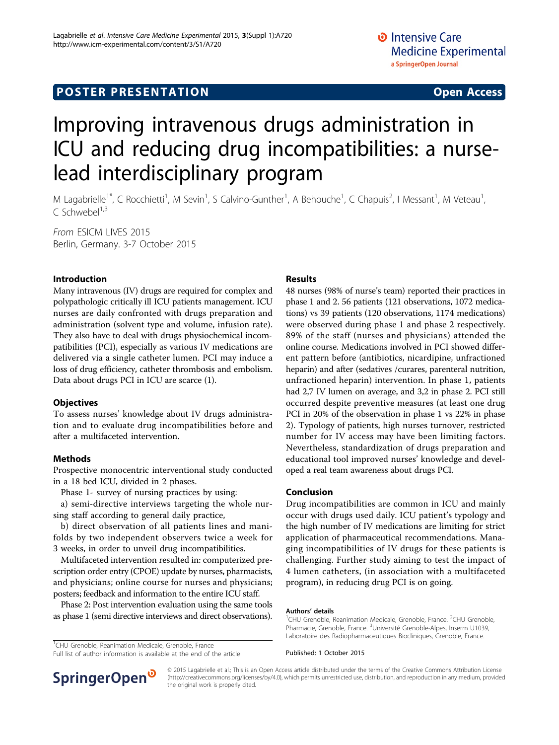POSTER PRESENTATION Open Access

# Improving intravenous drugs administration in ICU and reducing drug incompatibilities: a nurse-lead interdisciplinary program

M Lagabrielle[1*], C Rocchietti[1], M Sevin[1], S Calvino-Gunther[1], A Behouche[1], C Chapuis[2], I Messant[1], M Veteau[1], C Schwebel[1,3]

*From* ESICM LIVES 2015
Berlin, Germany. 3-7 October 2015

## Introduction

Many intravenous (IV) drugs are required for complex and polypathologic critically ill ICU patients management. ICU nurses are daily confronted with drugs preparation and administration (solvent type and volume, infusion rate). They also have to deal with drugs physiochemical incompatibilities (PCI), especially as various IV medications are delivered via a single catheter lumen. PCI may induce a loss of drug efficiency, catheter thrombosis and embolism. Data about drugs PCI in ICU are scarce (1).

## Objectives

To assess nurses' knowledge about IV drugs administration and to evaluate drug incompatibilities before and after a multifaceted intervention.

## Methods

Prospective monocentric interventional study conducted in a 18 bed ICU, divided in 2 phases.

Phase 1- survey of nursing practices by using:

a) semi-directive interviews targeting the whole nursing staff according to general daily practice,

b) direct observation of all patients lines and manifolds by two independent observers twice a week for 3 weeks, in order to unveil drug incompatibilities.

Multifaceted intervention resulted in: computerized prescription order entry (CPOE) update by nurses, pharmacists, and physicians; online course for nurses and physicians; posters; feedback and information to the entire ICU staff.

Phase 2: Post intervention evaluation using the same tools as phase 1 (semi directive interviews and direct observations).

## Results

48 nurses (98% of nurse's team) reported their practices in phase 1 and 2. 56 patients (121 observations, 1072 medications) vs 39 patients (120 observations, 1174 medications) were observed during phase 1 and phase 2 respectively. 89% of the staff (nurses and physicians) attended the online course. Medications involved in PCI showed different pattern before (antibiotics, nicardipine, unfractioned heparin) and after (sedatives /curares, parenteral nutrition, unfractioned heparin) intervention. In phase 1, patients had 2,7 IV lumen on average, and 3,2 in phase 2. PCI still occurred despite preventive measures (at least one drug PCI in 20% of the observation in phase 1 vs 22% in phase 2). Typology of patients, high nurses turnover, restricted number for IV access may have been limiting factors. Nevertheless, standardization of drugs preparation and educational tool improved nurses' knowledge and developed a real team awareness about drugs PCI.

## Conclusion

Drug incompatibilities are common in ICU and mainly occur with drugs used daily. ICU patient's typology and the high number of IV medications are limiting for strict application of pharmaceutical recommendations. Managing incompatibilities of IV drugs for these patients is challenging. Further study aiming to test the impact of 4 lumen catheters, (in association with a multifaceted program), in reducing drug PCI is on going.

### Authors' details

[1]CHU Grenoble, Reanimation Medicale, Grenoble, France. [2]CHU Grenoble, Pharmacie, Grenoble, France. [3]Université Grenoble-Alpes, Inserm U1039, Laboratoire des Radiopharmaceutiques Biocliniques, Grenoble, France.

Published: 1 October 2015

[1]CHU Grenoble, Reanimation Medicale, Grenoble, France
Full list of author information is available at the end of the article

© 2015 Lagabrielle et al.; This is an Open Access article distributed under the terms of the Creative Commons Attribution License (http://creativecommons.org/licenses/by/4.0), which permits unrestricted use, distribution, and reproduction in any medium, provided the original work is properly cited.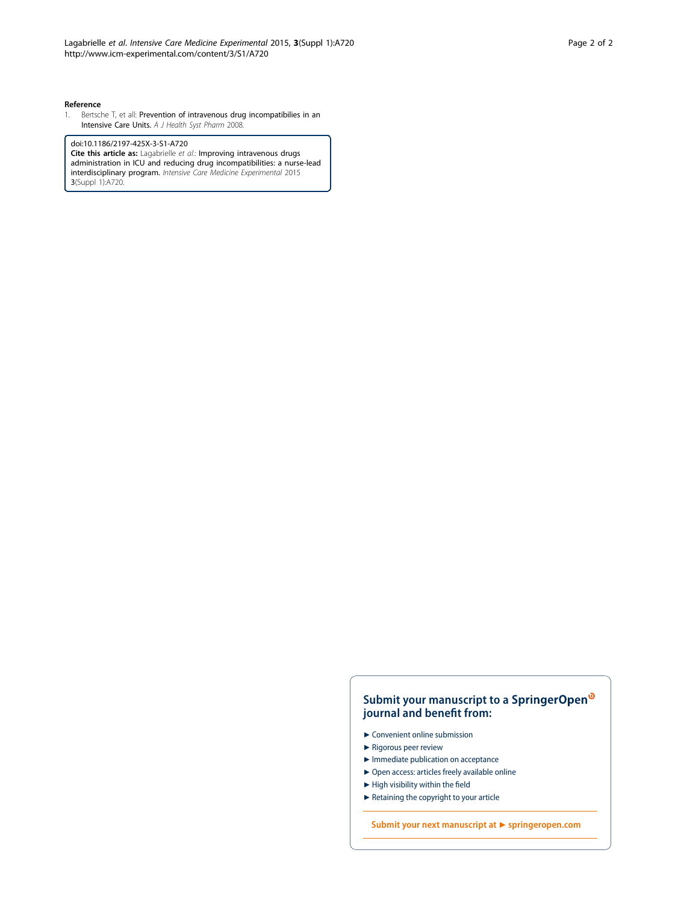### Reference

1. Bertsche T, et all: **Prevention of intravenous drug incompatibilies in an Intensive Care Units.** *A J Health Syst Pharm* 2008.

doi:10.1186/2197-425X-3-S1-A720
**Cite this article as:** Lagabrielle *et al.*: Improving intravenous drugs administration in ICU and reducing drug incompatibilities: a nurse-lead interdisciplinary program. *Intensive Care Medicine Experimental* 2015 **3**(Suppl 1):A720.

**Submit your manuscript to a SpringerOpen journal and benefit from:**

- ► Convenient online submission
- ► Rigorous peer review
- ► Immediate publication on acceptance
- ► Open access: articles freely available online
- ► High visibility within the field
- ► Retaining the copyright to your article

**Submit your next manuscript at ► springeropen.com**